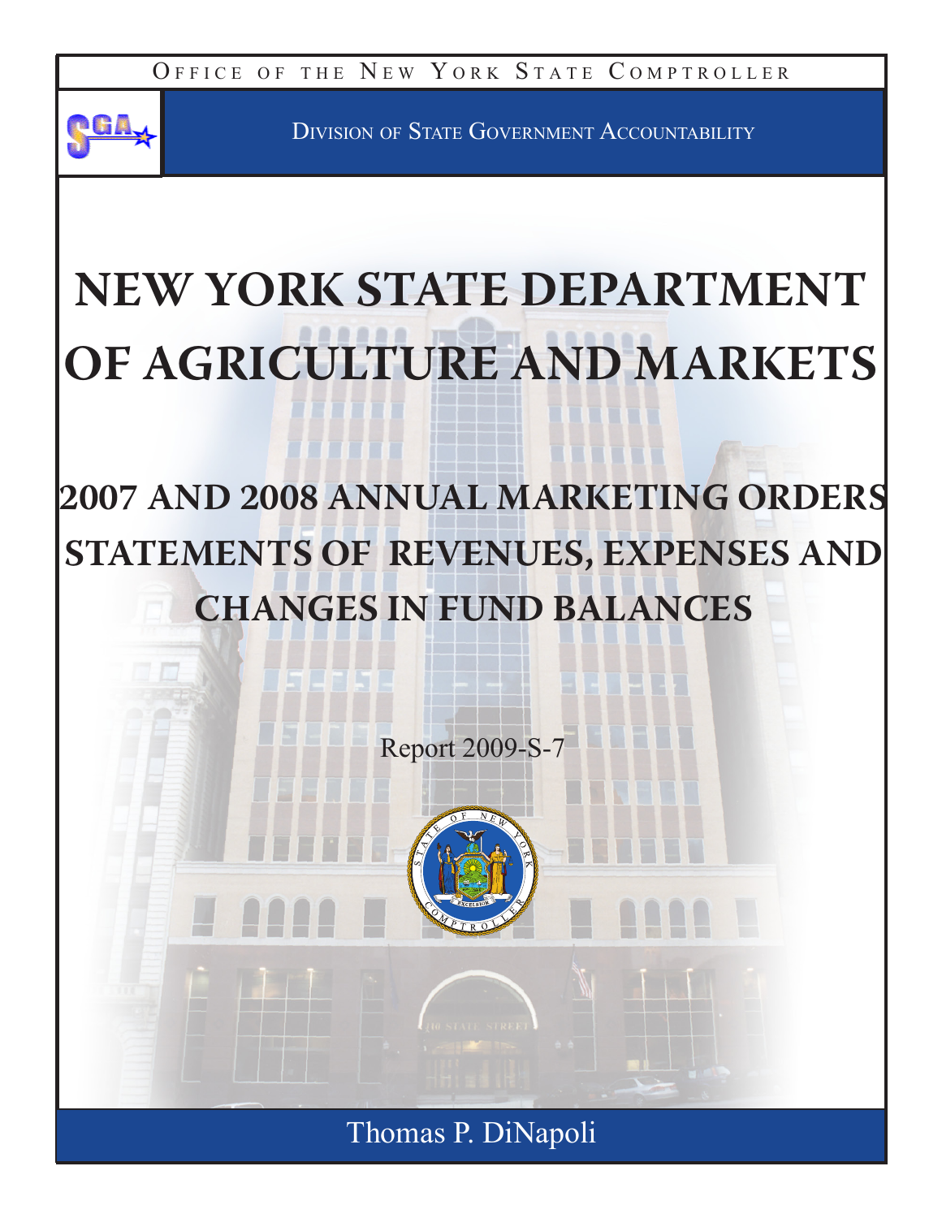Office of the New York State Comptroller

Division of State Government Accountability

# NEW YORK STATE DEPARTMENT OF AGRICULTURE AND MARKETS

## 2007 AND 2008 ANNUAL MARKETING ORDERS STATEMENTS OF REVENUES, EXPENSES AND CHANGES IN FUND BALANCES

Report 2009-S-7

Thomas P. DiNapoli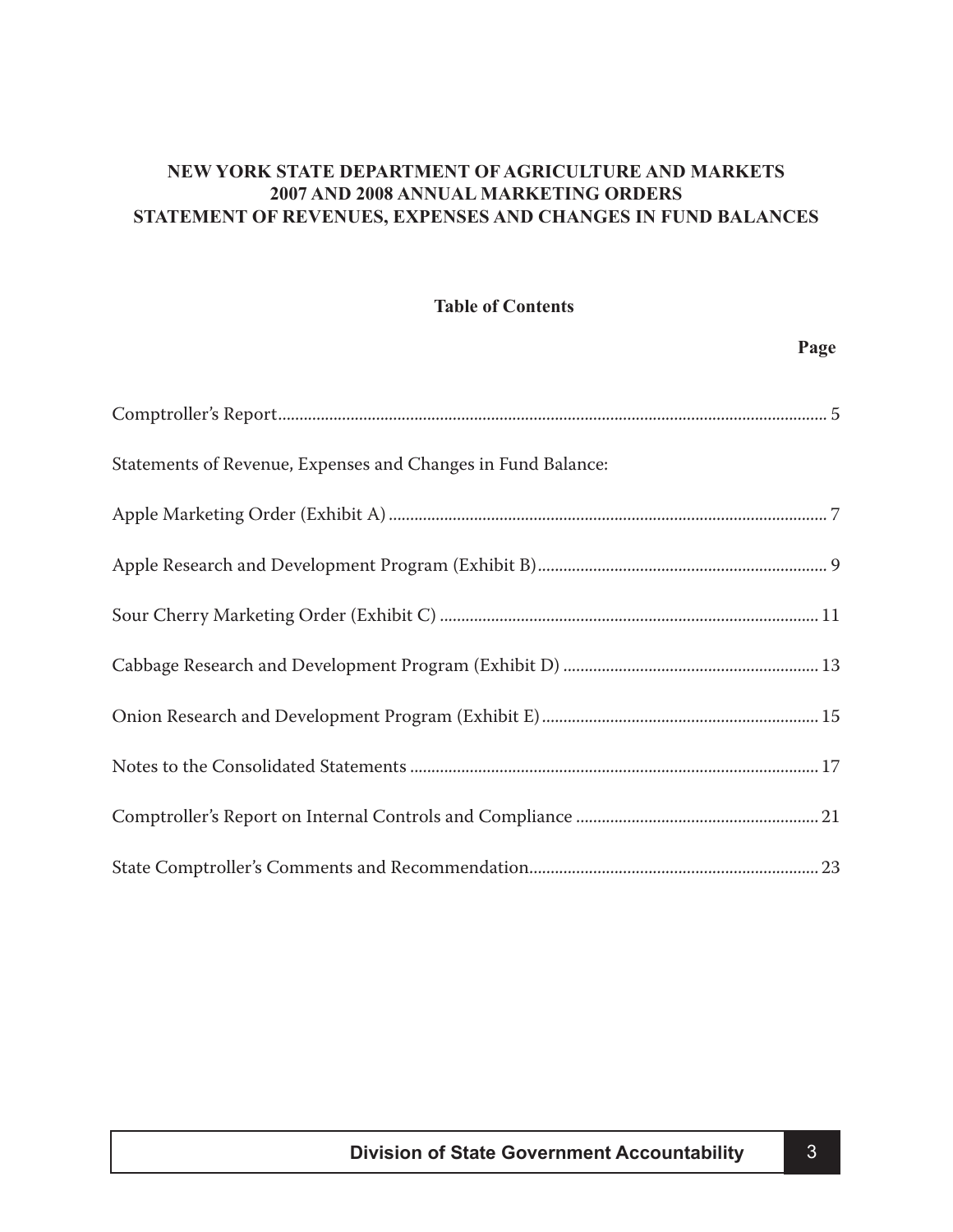**NEW YORK STATE DEPARTMENT OF AGRICULTURE AND MARKETS**
**2007 AND 2008 ANNUAL MARKETING ORDERS**
**STATEMENT OF REVENUES, EXPENSES AND CHANGES IN FUND BALANCES**

## Table of Contents

| | Page |
|---|---|
| Comptroller's Report | 5 |
| Statements of Revenue, Expenses and Changes in Fund Balance: | |
| Apple Marketing Order (Exhibit A) | 7 |
| Apple Research and Development Program (Exhibit B) | 9 |
| Sour Cherry Marketing Order (Exhibit C) | 11 |
| Cabbage Research and Development Program (Exhibit D) | 13 |
| Onion Research and Development Program (Exhibit E) | 15 |
| Notes to the Consolidated Statements | 17 |
| Comptroller's Report on Internal Controls and Compliance | 21 |
| State Comptroller's Comments and Recommendation | 23 |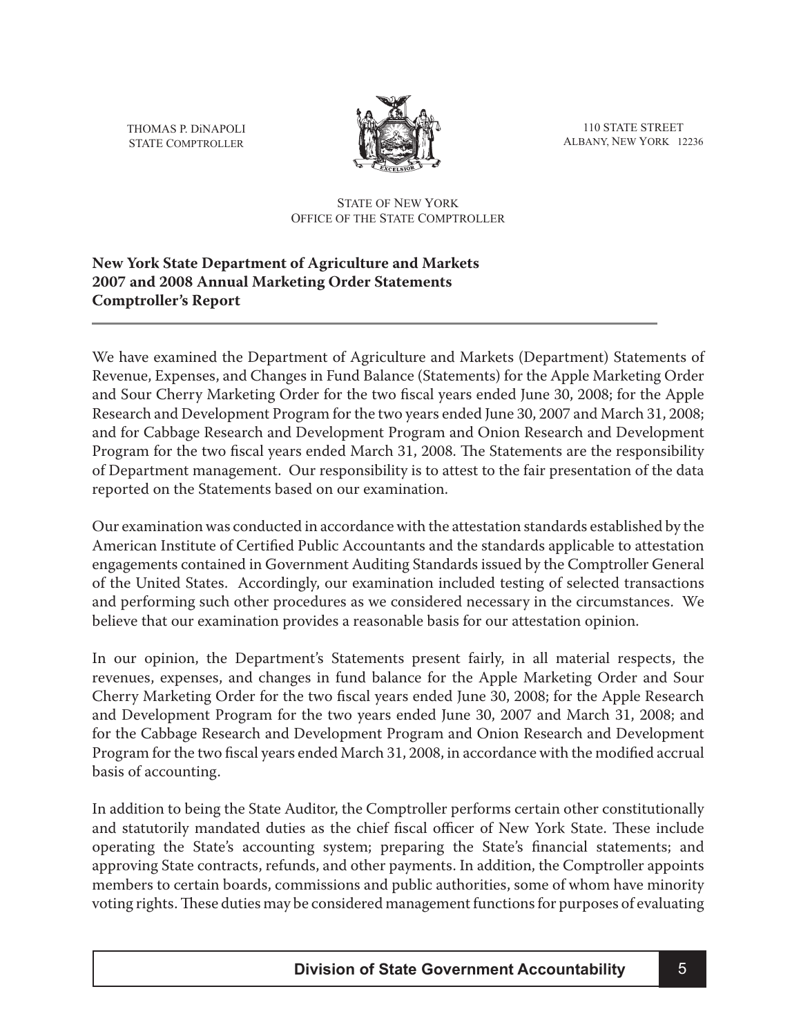THOMAS P. DiNAPOLI
STATE COMPTROLLER

110 STATE STREET
ALBANY, NEW YORK 12236

STATE OF NEW YORK
OFFICE OF THE STATE COMPTROLLER

**New York State Department of Agriculture and Markets**
**2007 and 2008 Annual Marketing Order Statements**
**Comptroller's Report**

---

We have examined the Department of Agriculture and Markets (Department) Statements of Revenue, Expenses, and Changes in Fund Balance (Statements) for the Apple Marketing Order and Sour Cherry Marketing Order for the two fiscal years ended June 30, 2008; for the Apple Research and Development Program for the two years ended June 30, 2007 and March 31, 2008; and for Cabbage Research and Development Program and Onion Research and Development Program for the two fiscal years ended March 31, 2008. The Statements are the responsibility of Department management. Our responsibility is to attest to the fair presentation of the data reported on the Statements based on our examination.

Our examination was conducted in accordance with the attestation standards established by the American Institute of Certified Public Accountants and the standards applicable to attestation engagements contained in Government Auditing Standards issued by the Comptroller General of the United States. Accordingly, our examination included testing of selected transactions and performing such other procedures as we considered necessary in the circumstances. We believe that our examination provides a reasonable basis for our attestation opinion.

In our opinion, the Department's Statements present fairly, in all material respects, the revenues, expenses, and changes in fund balance for the Apple Marketing Order and Sour Cherry Marketing Order for the two fiscal years ended June 30, 2008; for the Apple Research and Development Program for the two years ended June 30, 2007 and March 31, 2008; and for the Cabbage Research and Development Program and Onion Research and Development Program for the two fiscal years ended March 31, 2008, in accordance with the modified accrual basis of accounting.

In addition to being the State Auditor, the Comptroller performs certain other constitutionally and statutorily mandated duties as the chief fiscal officer of New York State. These include operating the State's accounting system; preparing the State's financial statements; and approving State contracts, refunds, and other payments. In addition, the Comptroller appoints members to certain boards, commissions and public authorities, some of whom have minority voting rights. These duties may be considered management functions for purposes of evaluating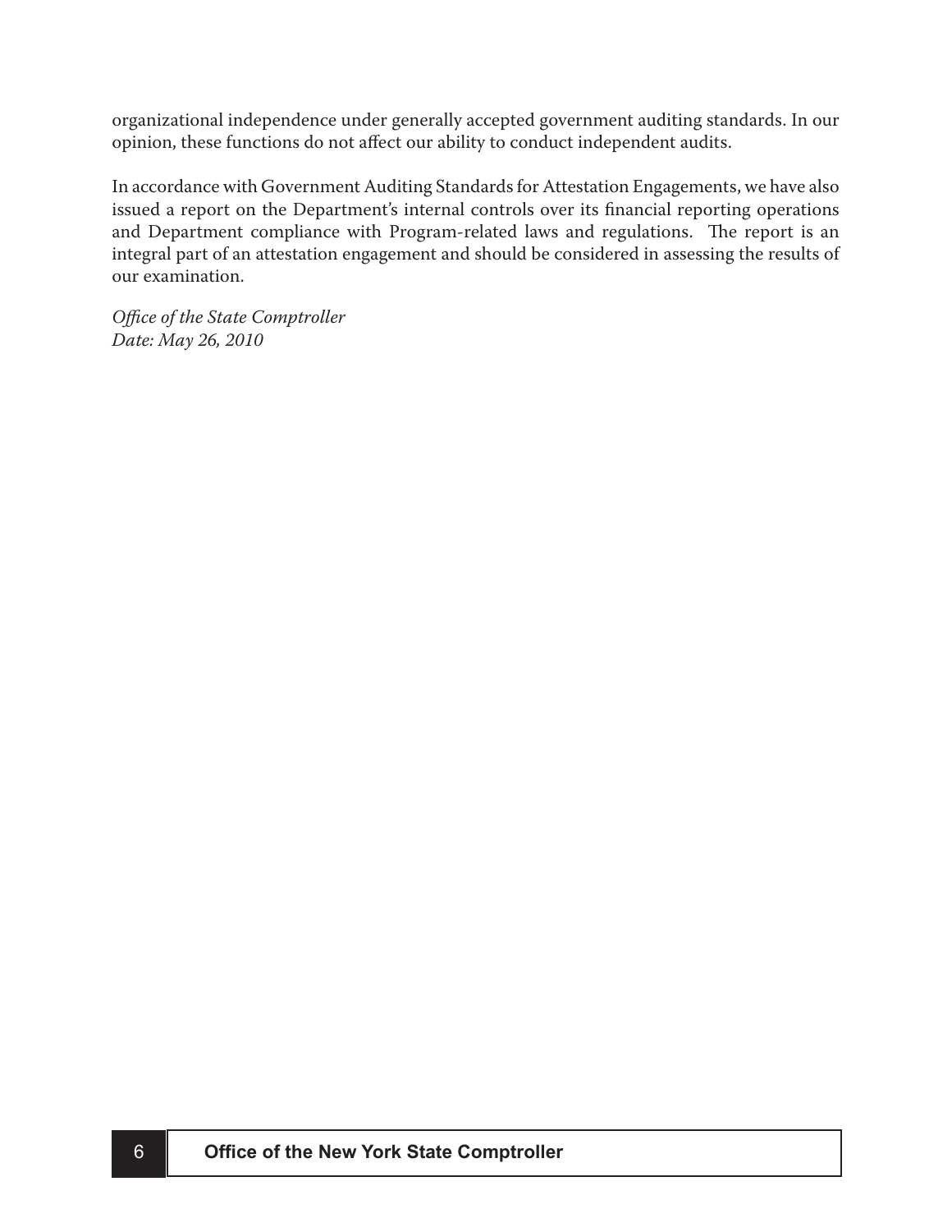organizational independence under generally accepted government auditing standards. In our opinion, these functions do not affect our ability to conduct independent audits.

In accordance with Government Auditing Standards for Attestation Engagements, we have also issued a report on the Department's internal controls over its financial reporting operations and Department compliance with Program-related laws and regulations. The report is an integral part of an attestation engagement and should be considered in assessing the results of our examination.

*Office of the State Comptroller*
*Date: May 26, 2010*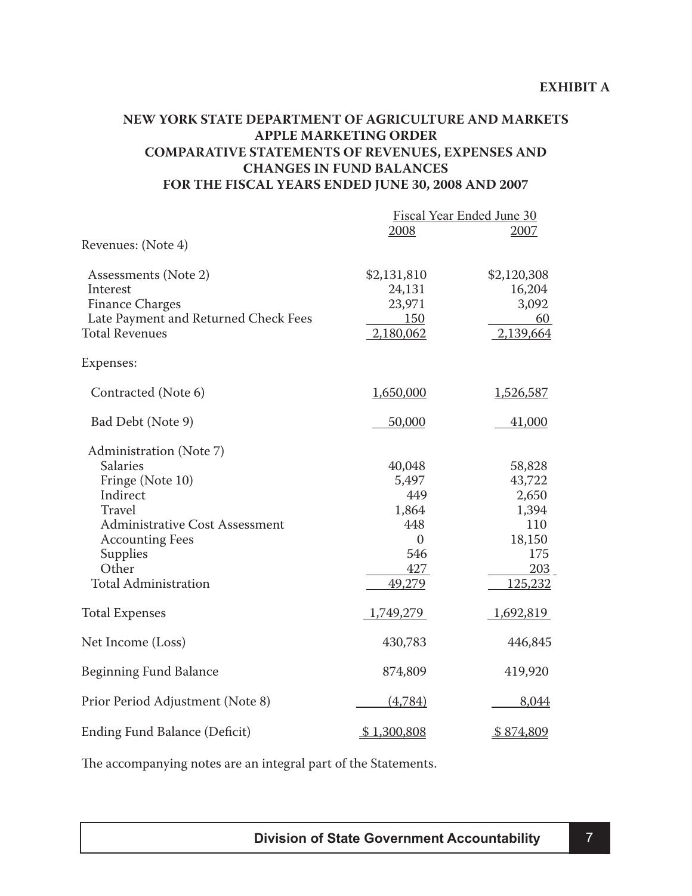**EXHIBIT A**

# NEW YORK STATE DEPARTMENT OF AGRICULTURE AND MARKETS APPLE MARKETING ORDER COMPARATIVE STATEMENTS OF REVENUES, EXPENSES AND CHANGES IN FUND BALANCES FOR THE FISCAL YEARS ENDED JUNE 30, 2008 AND 2007

| | Fiscal Year Ended June 30 | |
|---|---|---|
| | 2008 | 2007 |
| Revenues: (Note 4) | | |
| Assessments (Note 2) | $2,131,810 | $2,120,308 |
| Interest | 24,131 | 16,204 |
| Finance Charges | 23,971 | 3,092 |
| Late Payment and Returned Check Fees | 150 | 60 |
| Total Revenues | 2,180,062 | 2,139,664 |
| Expenses: | | |
| Contracted (Note 6) | 1,650,000 | 1,526,587 |
| Bad Debt (Note 9) | 50,000 | 41,000 |
| Administration (Note 7) | | |
| Salaries | 40,048 | 58,828 |
| Fringe (Note 10) | 5,497 | 43,722 |
| Indirect | 449 | 2,650 |
| Travel | 1,864 | 1,394 |
| Administrative Cost Assessment | 448 | 110 |
| Accounting Fees | 0 | 18,150 |
| Supplies | 546 | 175 |
| Other | 427 | 203 |
| Total Administration | 49,279 | 125,232 |
| Total Expenses | 1,749,279 | 1,692,819 |
| Net Income (Loss) | 430,783 | 446,845 |
| Beginning Fund Balance | 874,809 | 419,920 |
| Prior Period Adjustment (Note 8) | (4,784) | 8,044 |
| Ending Fund Balance (Deficit) | $ 1,300,808 | $ 874,809 |

The accompanying notes are an integral part of the Statements.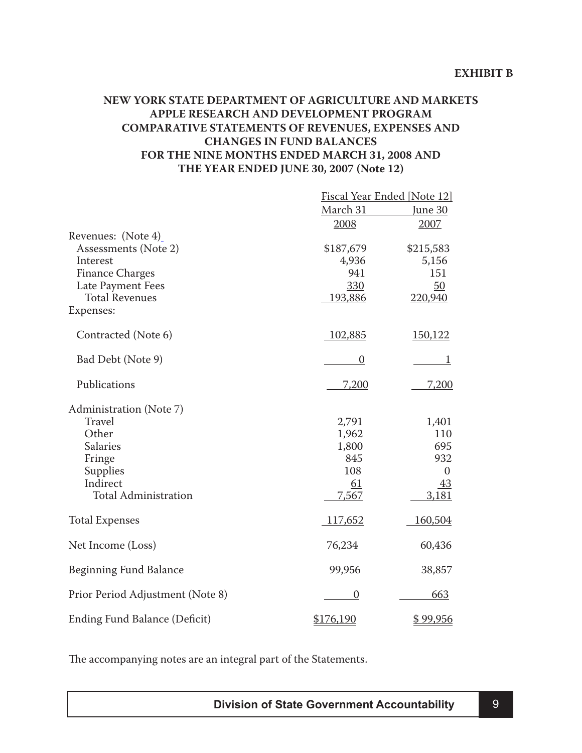**EXHIBIT B**

# NEW YORK STATE DEPARTMENT OF AGRICULTURE AND MARKETS
# APPLE RESEARCH AND DEVELOPMENT PROGRAM
## COMPARATIVE STATEMENTS OF REVENUES, EXPENSES AND CHANGES IN FUND BALANCES
## FOR THE NINE MONTHS ENDED MARCH 31, 2008 AND THE YEAR ENDED JUNE 30, 2007 (Note 12)

| | Fiscal Year Ended [Note 12] | |
|---|---|---|
| | March 31 2008 | June 30 2007 |
| Revenues: (Note 4) | | |
| Assessments (Note 2) | $187,679 | $215,583 |
| Interest | 4,936 | 5,156 |
| Finance Charges | 941 | 151 |
| Late Payment Fees | 330 | 50 |
| Total Revenues | 193,886 | 220,940 |
| Expenses: | | |
| Contracted (Note 6) | 102,885 | 150,122 |
| Bad Debt (Note 9) | 0 | 1 |
| Publications | 7,200 | 7,200 |
| Administration (Note 7) | | |
| Travel | 2,791 | 1,401 |
| Other | 1,962 | 110 |
| Salaries | 1,800 | 695 |
| Fringe | 845 | 932 |
| Supplies | 108 | 0 |
| Indirect | 61 | 43 |
| Total Administration | 7,567 | 3,181 |
| Total Expenses | 117,652 | 160,504 |
| Net Income (Loss) | 76,234 | 60,436 |
| Beginning Fund Balance | 99,956 | 38,857 |
| Prior Period Adjustment (Note 8) | 0 | 663 |
| Ending Fund Balance (Deficit) | $176,190 | $ 99,956 |

The accompanying notes are an integral part of the Statements.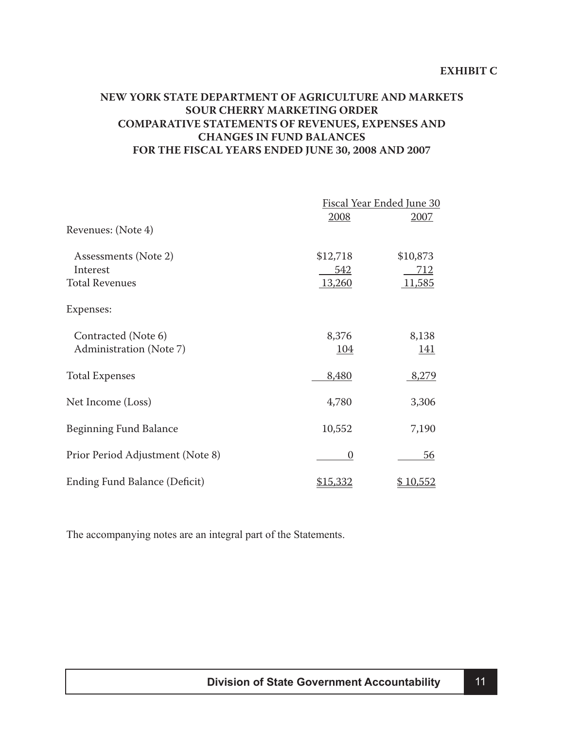**EXHIBIT C**

# NEW YORK STATE DEPARTMENT OF AGRICULTURE AND MARKETS
## SOUR CHERRY MARKETING ORDER
## COMPARATIVE STATEMENTS OF REVENUES, EXPENSES AND CHANGES IN FUND BALANCES
## FOR THE FISCAL YEARS ENDED JUNE 30, 2008 AND 2007

| | Fiscal Year Ended June 30 | |
|---|---|---|
| | 2008 | 2007 |
| Revenues: (Note 4) | | |
| Assessments (Note 2) | $12,718 | $10,873 |
| Interest | 542 | 712 |
| Total Revenues | 13,260 | 11,585 |
| Expenses: | | |
| Contracted (Note 6) | 8,376 | 8,138 |
| Administration (Note 7) | 104 | 141 |
| Total Expenses | 8,480 | 8,279 |
| Net Income (Loss) | 4,780 | 3,306 |
| Beginning Fund Balance | 10,552 | 7,190 |
| Prior Period Adjustment (Note 8) | 0 | 56 |
| Ending Fund Balance (Deficit) | $15,332 | $ 10,552 |

The accompanying notes are an integral part of the Statements.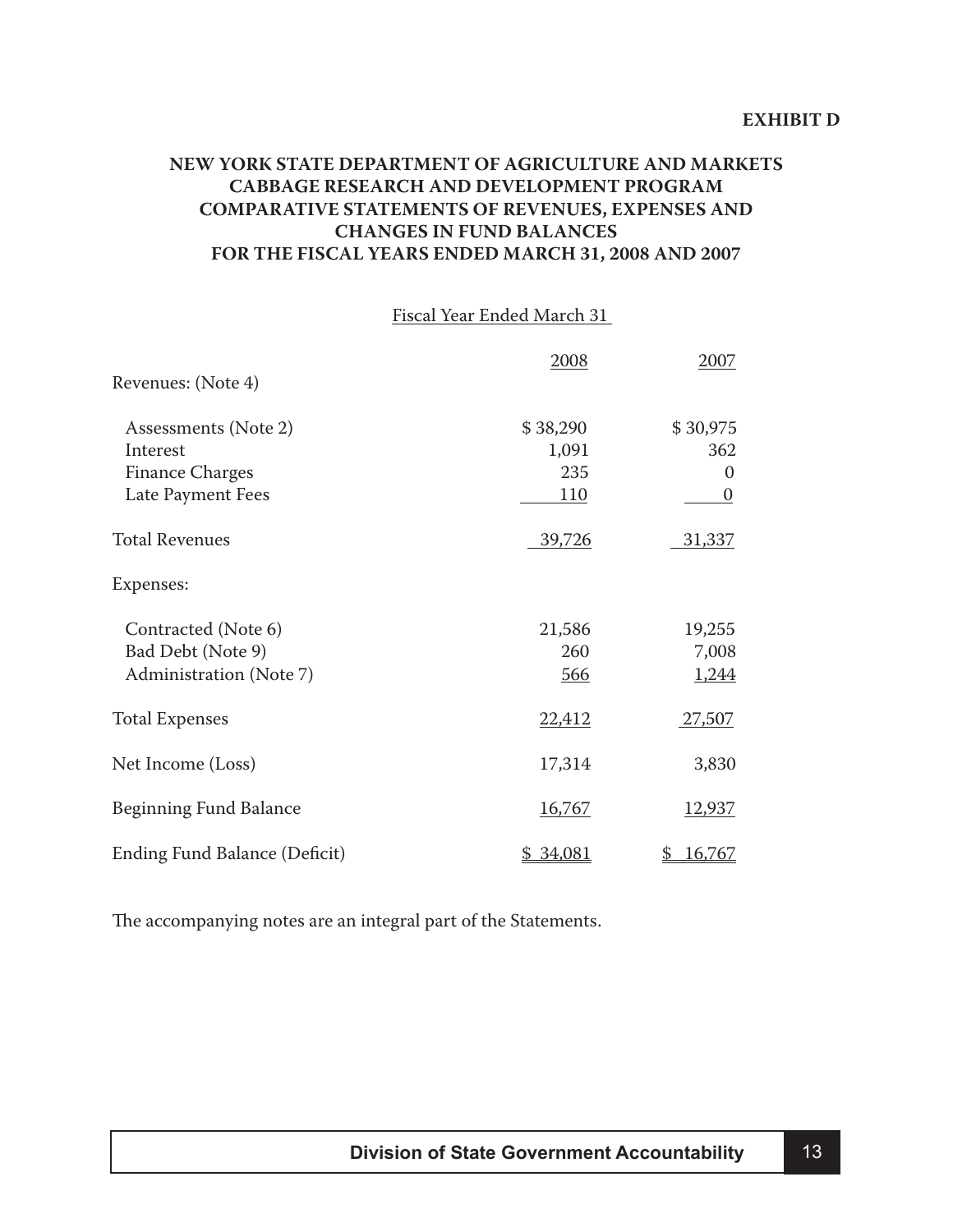**EXHIBIT D**

# NEW YORK STATE DEPARTMENT OF AGRICULTURE AND MARKETS
# CABBAGE RESEARCH AND DEVELOPMENT PROGRAM
# COMPARATIVE STATEMENTS OF REVENUES, EXPENSES AND CHANGES IN FUND BALANCES
# FOR THE FISCAL YEARS ENDED MARCH 31, 2008 AND 2007

| | Fiscal Year Ended March 31 | |
|---|---|---|
| | 2008 | 2007 |
| Revenues: (Note 4) | | |
| Assessments (Note 2) | $ 38,290 | $ 30,975 |
| Interest | 1,091 | 362 |
| Finance Charges | 235 | 0 |
| Late Payment Fees | 110 | 0 |
| Total Revenues | 39,726 | 31,337 |
| Expenses: | | |
| Contracted (Note 6) | 21,586 | 19,255 |
| Bad Debt (Note 9) | 260 | 7,008 |
| Administration (Note 7) | 566 | 1,244 |
| Total Expenses | 22,412 | 27,507 |
| Net Income (Loss) | 17,314 | 3,830 |
| Beginning Fund Balance | 16,767 | 12,937 |
| Ending Fund Balance (Deficit) | $ 34,081 | $ 16,767 |

The accompanying notes are an integral part of the Statements.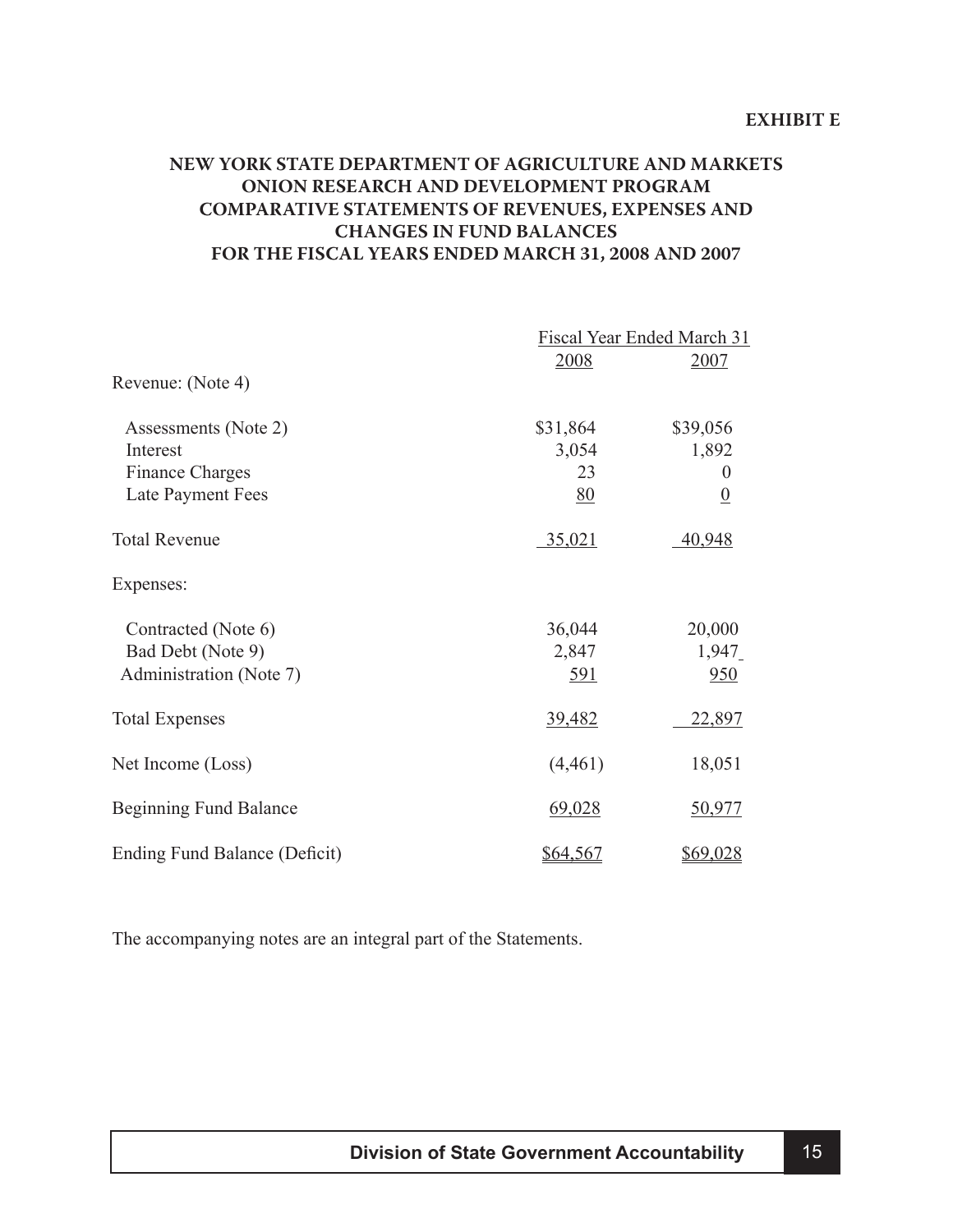**EXHIBIT E**

# NEW YORK STATE DEPARTMENT OF AGRICULTURE AND MARKETS ONION RESEARCH AND DEVELOPMENT PROGRAM COMPARATIVE STATEMENTS OF REVENUES, EXPENSES AND CHANGES IN FUND BALANCES FOR THE FISCAL YEARS ENDED MARCH 31, 2008 AND 2007

| | Fiscal Year Ended March 31 | |
|---|---|---|
| | 2008 | 2007 |
| Revenue: (Note 4) | | |
| Assessments (Note 2) | $31,864 | $39,056 |
| Interest | 3,054 | 1,892 |
| Finance Charges | 23 | 0 |
| Late Payment Fees | 80 | 0 |
| Total Revenue | 35,021 | 40,948 |
| Expenses: | | |
| Contracted (Note 6) | 36,044 | 20,000 |
| Bad Debt (Note 9) | 2,847 | 1,947 |
| Administration (Note 7) | 591 | 950 |
| Total Expenses | 39,482 | 22,897 |
| Net Income (Loss) | (4,461) | 18,051 |
| Beginning Fund Balance | 69,028 | 50,977 |
| Ending Fund Balance (Deficit) | $64,567 | $69,028 |

The accompanying notes are an integral part of the Statements.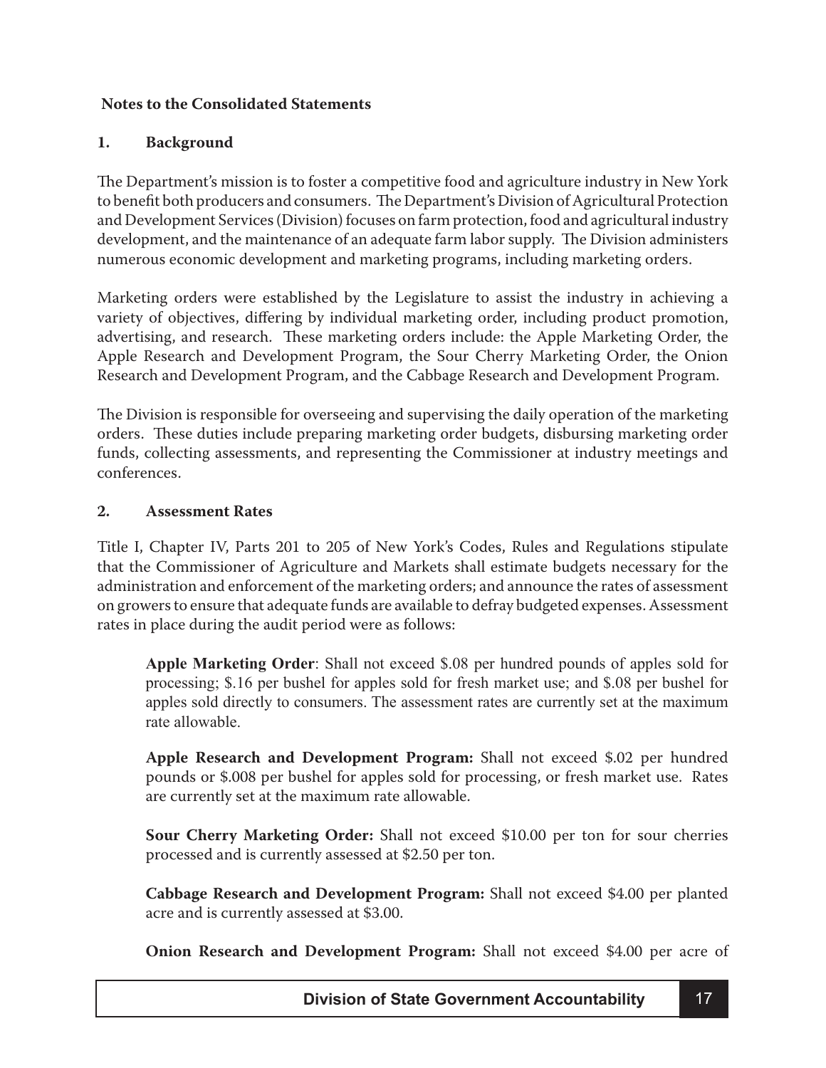**Notes to the Consolidated Statements**

**1. Background**

The Department's mission is to foster a competitive food and agriculture industry in New York to benefit both producers and consumers. The Department's Division of Agricultural Protection and Development Services (Division) focuses on farm protection, food and agricultural industry development, and the maintenance of an adequate farm labor supply. The Division administers numerous economic development and marketing programs, including marketing orders.

Marketing orders were established by the Legislature to assist the industry in achieving a variety of objectives, differing by individual marketing order, including product promotion, advertising, and research. These marketing orders include: the Apple Marketing Order, the Apple Research and Development Program, the Sour Cherry Marketing Order, the Onion Research and Development Program, and the Cabbage Research and Development Program.

The Division is responsible for overseeing and supervising the daily operation of the marketing orders. These duties include preparing marketing order budgets, disbursing marketing order funds, collecting assessments, and representing the Commissioner at industry meetings and conferences.

**2. Assessment Rates**

Title I, Chapter IV, Parts 201 to 205 of New York's Codes, Rules and Regulations stipulate that the Commissioner of Agriculture and Markets shall estimate budgets necessary for the administration and enforcement of the marketing orders; and announce the rates of assessment on growers to ensure that adequate funds are available to defray budgeted expenses. Assessment rates in place during the audit period were as follows:

> **Apple Marketing Order**: Shall not exceed $.08 per hundred pounds of apples sold for processing; $.16 per bushel for apples sold for fresh market use; and $.08 per bushel for apples sold directly to consumers. The assessment rates are currently set at the maximum rate allowable.
>
> **Apple Research and Development Program:** Shall not exceed $.02 per hundred pounds or $.008 per bushel for apples sold for processing, or fresh market use. Rates are currently set at the maximum rate allowable.
>
> **Sour Cherry Marketing Order:** Shall not exceed $10.00 per ton for sour cherries processed and is currently assessed at $2.50 per ton.
>
> **Cabbage Research and Development Program:** Shall not exceed $4.00 per planted acre and is currently assessed at $3.00.
>
> **Onion Research and Development Program:** Shall not exceed $4.00 per acre of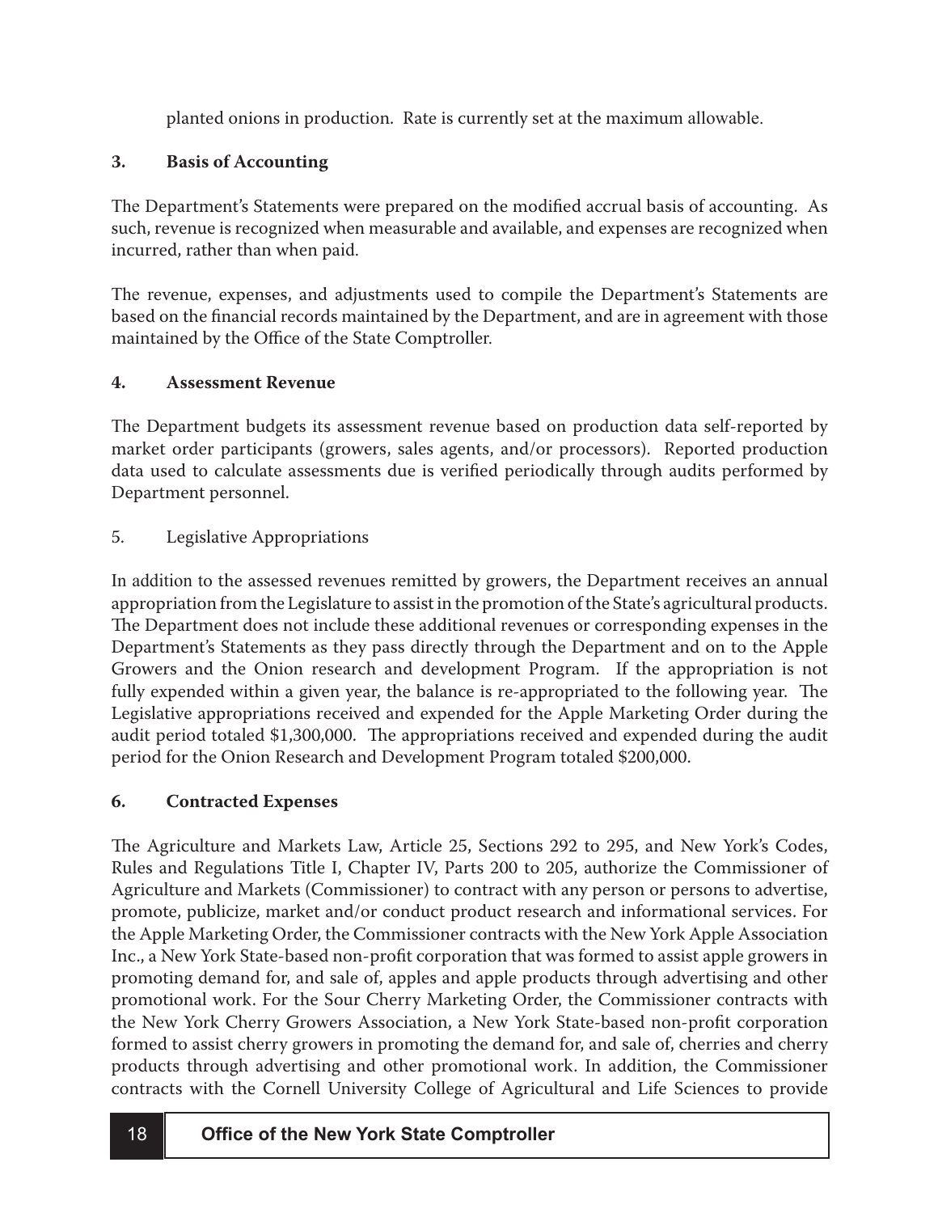planted onions in production. Rate is currently set at the maximum allowable.

**3. Basis of Accounting**

The Department's Statements were prepared on the modified accrual basis of accounting. As such, revenue is recognized when measurable and available, and expenses are recognized when incurred, rather than when paid.

The revenue, expenses, and adjustments used to compile the Department's Statements are based on the financial records maintained by the Department, and are in agreement with those maintained by the Office of the State Comptroller.

**4. Assessment Revenue**

The Department budgets its assessment revenue based on production data self-reported by market order participants (growers, sales agents, and/or processors). Reported production data used to calculate assessments due is verified periodically through audits performed by Department personnel.

5. Legislative Appropriations

In addition to the assessed revenues remitted by growers, the Department receives an annual appropriation from the Legislature to assist in the promotion of the State's agricultural products. The Department does not include these additional revenues or corresponding expenses in the Department's Statements as they pass directly through the Department and on to the Apple Growers and the Onion research and development Program. If the appropriation is not fully expended within a given year, the balance is re-appropriated to the following year. The Legislative appropriations received and expended for the Apple Marketing Order during the audit period totaled $1,300,000. The appropriations received and expended during the audit period for the Onion Research and Development Program totaled $200,000.

**6. Contracted Expenses**

The Agriculture and Markets Law, Article 25, Sections 292 to 295, and New York's Codes, Rules and Regulations Title I, Chapter IV, Parts 200 to 205, authorize the Commissioner of Agriculture and Markets (Commissioner) to contract with any person or persons to advertise, promote, publicize, market and/or conduct product research and informational services. For the Apple Marketing Order, the Commissioner contracts with the New York Apple Association Inc., a New York State-based non-profit corporation that was formed to assist apple growers in promoting demand for, and sale of, apples and apple products through advertising and other promotional work. For the Sour Cherry Marketing Order, the Commissioner contracts with the New York Cherry Growers Association, a New York State-based non-profit corporation formed to assist cherry growers in promoting the demand for, and sale of, cherries and cherry products through advertising and other promotional work. In addition, the Commissioner contracts with the Cornell University College of Agricultural and Life Sciences to provide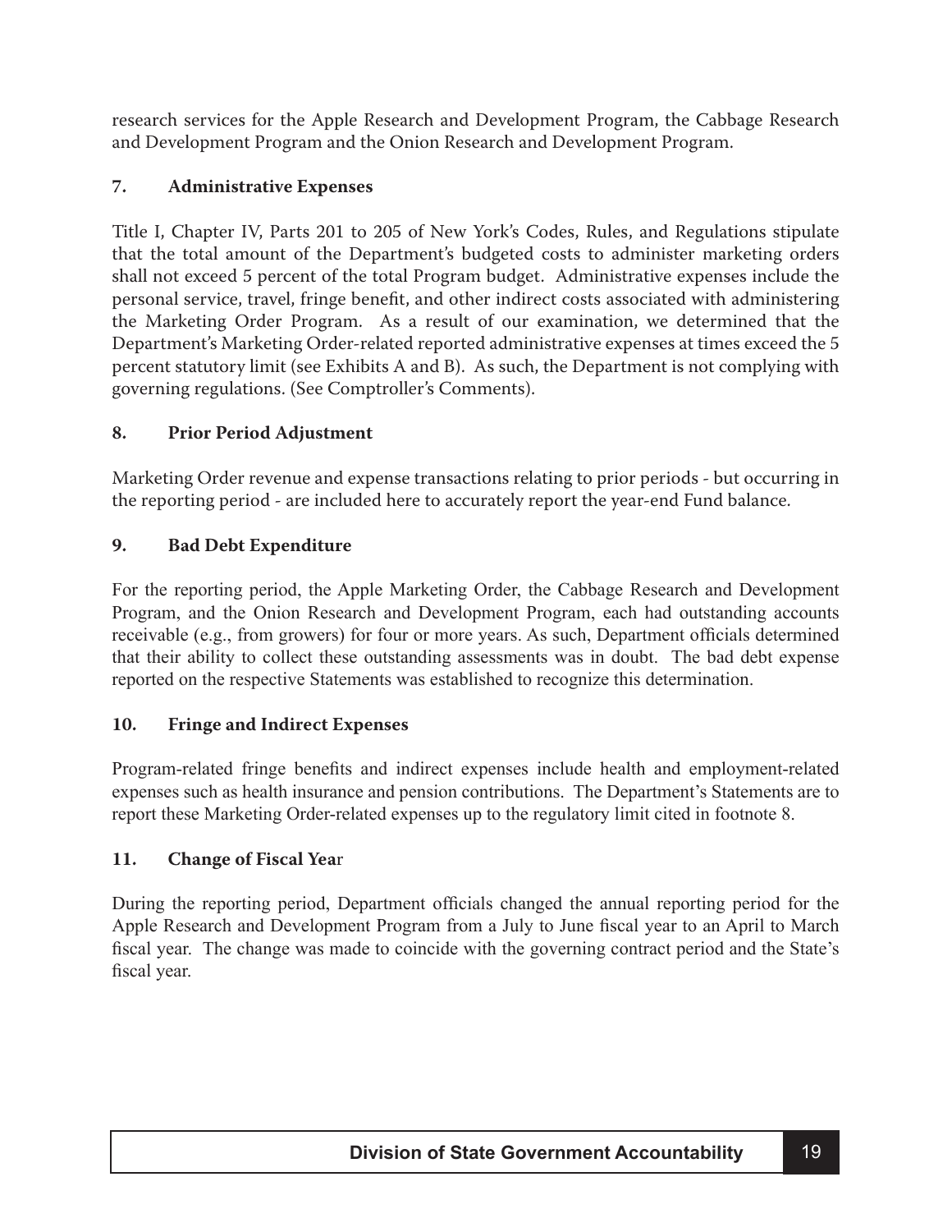research services for the Apple Research and Development Program, the Cabbage Research and Development Program and the Onion Research and Development Program.

**7. Administrative Expenses**

Title I, Chapter IV, Parts 201 to 205 of New York's Codes, Rules, and Regulations stipulate that the total amount of the Department's budgeted costs to administer marketing orders shall not exceed 5 percent of the total Program budget. Administrative expenses include the personal service, travel, fringe benefit, and other indirect costs associated with administering the Marketing Order Program. As a result of our examination, we determined that the Department's Marketing Order-related reported administrative expenses at times exceed the 5 percent statutory limit (see Exhibits A and B). As such, the Department is not complying with governing regulations. (See Comptroller's Comments).

**8. Prior Period Adjustment**

Marketing Order revenue and expense transactions relating to prior periods - but occurring in the reporting period - are included here to accurately report the year-end Fund balance.

**9. Bad Debt Expenditure**

For the reporting period, the Apple Marketing Order, the Cabbage Research and Development Program, and the Onion Research and Development Program, each had outstanding accounts receivable (e.g., from growers) for four or more years. As such, Department officials determined that their ability to collect these outstanding assessments was in doubt. The bad debt expense reported on the respective Statements was established to recognize this determination.

**10. Fringe and Indirect Expenses**

Program-related fringe benefits and indirect expenses include health and employment-related expenses such as health insurance and pension contributions. The Department's Statements are to report these Marketing Order-related expenses up to the regulatory limit cited in footnote 8.

**11. Change of Fiscal Year**

During the reporting period, Department officials changed the annual reporting period for the Apple Research and Development Program from a July to June fiscal year to an April to March fiscal year. The change was made to coincide with the governing contract period and the State's fiscal year.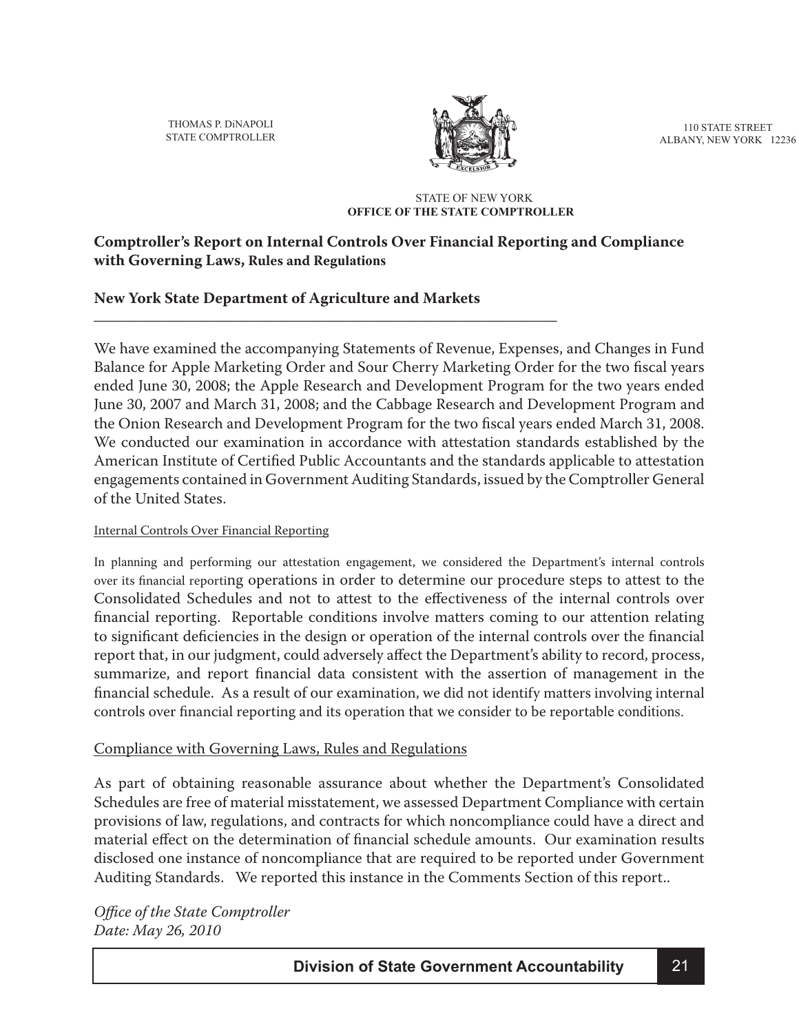THOMAS P. DiNAPOLI
STATE COMPTROLLER

110 STATE STREET
ALBANY, NEW YORK 12236

STATE OF NEW YORK
**OFFICE OF THE STATE COMPTROLLER**

## Comptroller's Report on Internal Controls Over Financial Reporting and Compliance with Governing Laws, Rules and Regulations

## New York State Department of Agriculture and Markets

We have examined the accompanying Statements of Revenue, Expenses, and Changes in Fund Balance for Apple Marketing Order and Sour Cherry Marketing Order for the two fiscal years ended June 30, 2008; the Apple Research and Development Program for the two years ended June 30, 2007 and March 31, 2008; and the Cabbage Research and Development Program and the Onion Research and Development Program for the two fiscal years ended March 31, 2008. We conducted our examination in accordance with attestation standards established by the American Institute of Certified Public Accountants and the standards applicable to attestation engagements contained in Government Auditing Standards, issued by the Comptroller General of the United States.

Internal Controls Over Financial Reporting

In planning and performing our attestation engagement, we considered the Department's internal controls over its financial reporting operations in order to determine our procedure steps to attest to the Consolidated Schedules and not to attest to the effectiveness of the internal controls over financial reporting. Reportable conditions involve matters coming to our attention relating to significant deficiencies in the design or operation of the internal controls over the financial report that, in our judgment, could adversely affect the Department's ability to record, process, summarize, and report financial data consistent with the assertion of management in the financial schedule. As a result of our examination, we did not identify matters involving internal controls over financial reporting and its operation that we consider to be reportable conditions.

Compliance with Governing Laws, Rules and Regulations

As part of obtaining reasonable assurance about whether the Department's Consolidated Schedules are free of material misstatement, we assessed Department Compliance with certain provisions of law, regulations, and contracts for which noncompliance could have a direct and material effect on the determination of financial schedule amounts. Our examination results disclosed one instance of noncompliance that are required to be reported under Government Auditing Standards. We reported this instance in the Comments Section of this report..

*Office of the State Comptroller*
*Date: May 26, 2010*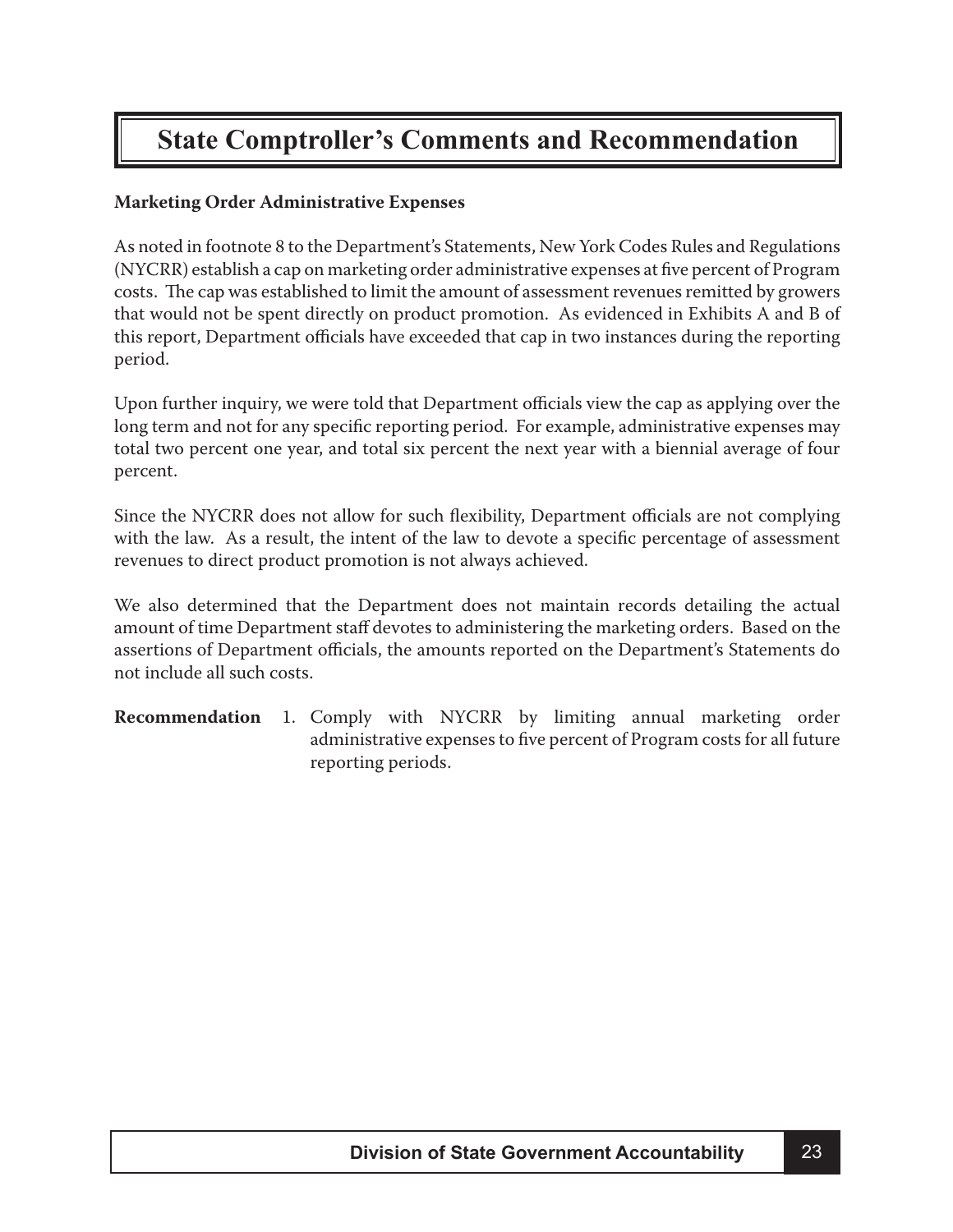# State Comptroller's Comments and Recommendation

**Marketing Order Administrative Expenses**

As noted in footnote 8 to the Department's Statements, New York Codes Rules and Regulations (NYCRR) establish a cap on marketing order administrative expenses at five percent of Program costs. The cap was established to limit the amount of assessment revenues remitted by growers that would not be spent directly on product promotion. As evidenced in Exhibits A and B of this report, Department officials have exceeded that cap in two instances during the reporting period.

Upon further inquiry, we were told that Department officials view the cap as applying over the long term and not for any specific reporting period. For example, administrative expenses may total two percent one year, and total six percent the next year with a biennial average of four percent.

Since the NYCRR does not allow for such flexibility, Department officials are not complying with the law. As a result, the intent of the law to devote a specific percentage of assessment revenues to direct product promotion is not always achieved.

We also determined that the Department does not maintain records detailing the actual amount of time Department staff devotes to administering the marketing orders. Based on the assertions of Department officials, the amounts reported on the Department's Statements do not include all such costs.

**Recommendation** 1. Comply with NYCRR by limiting annual marketing order administrative expenses to five percent of Program costs for all future reporting periods.